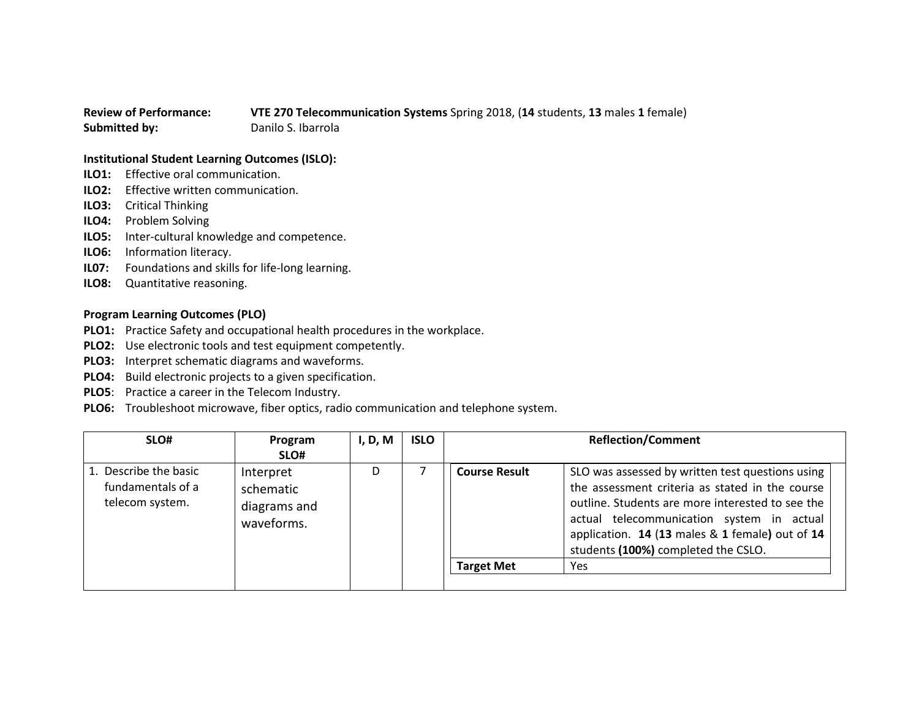**Review of Performance:** **VTE 270 Telecommunication Systems** Spring 2018, (**14** students, **13** males **1** female)
**Submitted by:** Danilo S. Ibarrola

**Institutional Student Learning Outcomes (ISLO):**

**ILO1:** Effective oral communication.
**ILO2:** Effective written communication.
**ILO3:** Critical Thinking
**ILO4:** Problem Solving
**ILO5:** Inter-cultural knowledge and competence.
**ILO6:** Information literacy.
**IL07:** Foundations and skills for life-long learning.
**ILO8:** Quantitative reasoning.

**Program Learning Outcomes (PLO)**

**PLO1:** Practice Safety and occupational health procedures in the workplace.
**PLO2:** Use electronic tools and test equipment competently.
**PLO3:** Interpret schematic diagrams and waveforms.
**PLO4:** Build electronic projects to a given specification.
**PLO5**: Practice a career in the Telecom Industry.
**PLO6:** Troubleshoot microwave, fiber optics, radio communication and telephone system.

| SLO# | Program SLO# | I, D, M | ISLO | Reflection/Comment | |
|---|---|---|---|---|---|
| 1. Describe the basic fundamentals of a telecom system. | Interpret schematic diagrams and waveforms. | D | 7 | **Course Result** | SLO was assessed by written test questions using the assessment criteria as stated in the course outline. Students are more interested to see the actual telecommunication system in actual application. **14** (**13** males & **1** female**)** out of **14** students **(100%)** completed the CSLO. |
| | | | | **Target Met** | Yes |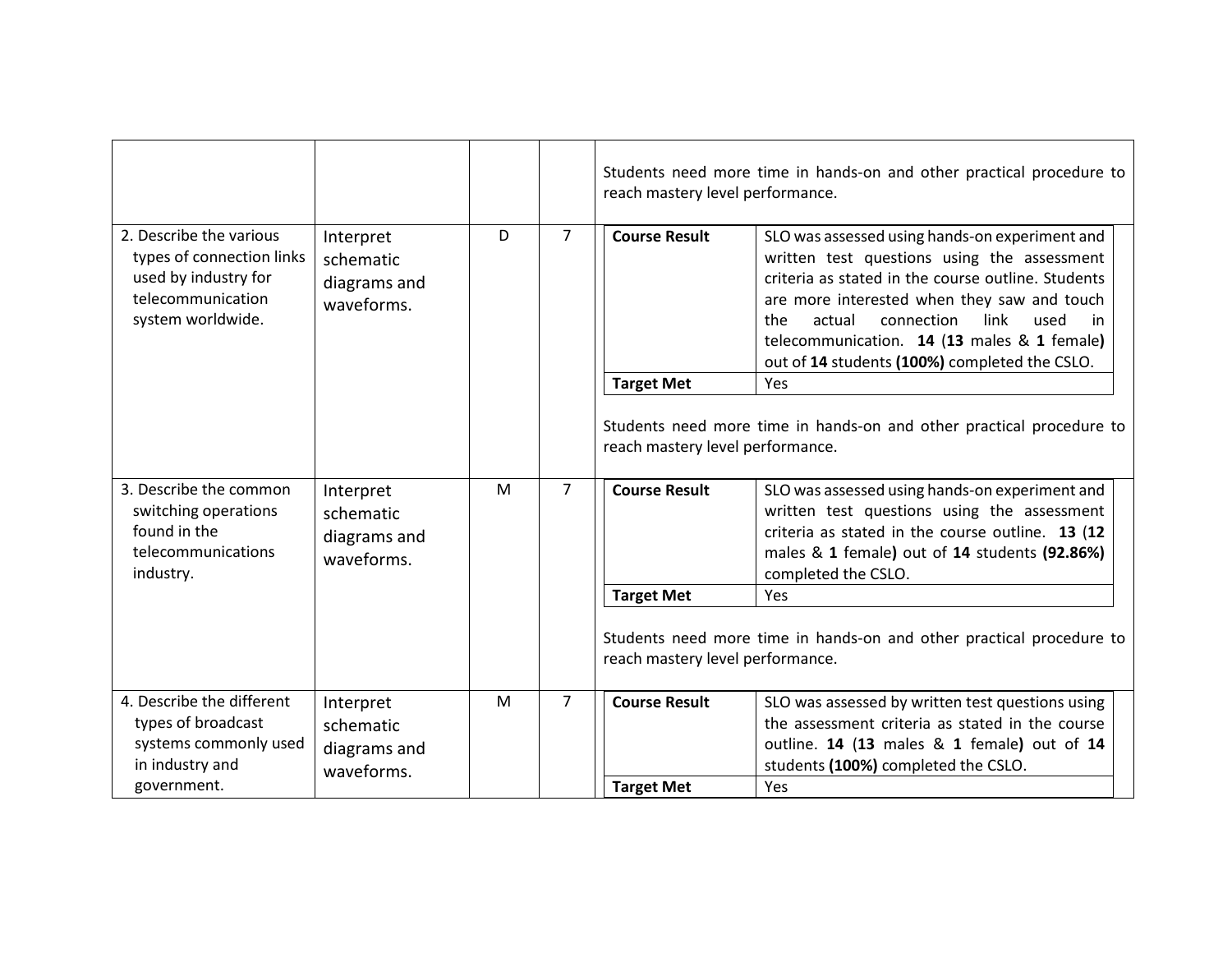| | | | | |
|---|---|---|---|---|
| | | | | Students need more time in hands-on and other practical procedure to reach mastery level performance. |
| 2. Describe the various types of connection links used by industry for telecommunication system worldwide. | Interpret schematic diagrams and waveforms. | D | 7 | **Course Result**: SLO was assessed using hands-on experiment and written test questions using the assessment criteria as stated in the course outline. Students are more interested when they saw and touch the actual connection link used in telecommunication. **14** (**13** males & **1** female**)** out of **14** students **(100%)** completed the CSLO.<br>**Target Met**: Yes<br><br>Students need more time in hands-on and other practical procedure to reach mastery level performance. |
| 3. Describe the common switching operations found in the telecommunications industry. | Interpret schematic diagrams and waveforms. | M | 7 | **Course Result**: SLO was assessed using hands-on experiment and written test questions using the assessment criteria as stated in the course outline. **13** (**12** males & **1** female**)** out of **14** students **(92.86%)** completed the CSLO.<br>**Target Met**: Yes<br><br>Students need more time in hands-on and other practical procedure to reach mastery level performance. |
| 4. Describe the different types of broadcast systems commonly used in industry and government. | Interpret schematic diagrams and waveforms. | M | 7 | **Course Result**: SLO was assessed by written test questions using the assessment criteria as stated in the course outline. **14** (**13** males & **1** female**)** out of **14** students **(100%)** completed the CSLO.<br>**Target Met**: Yes |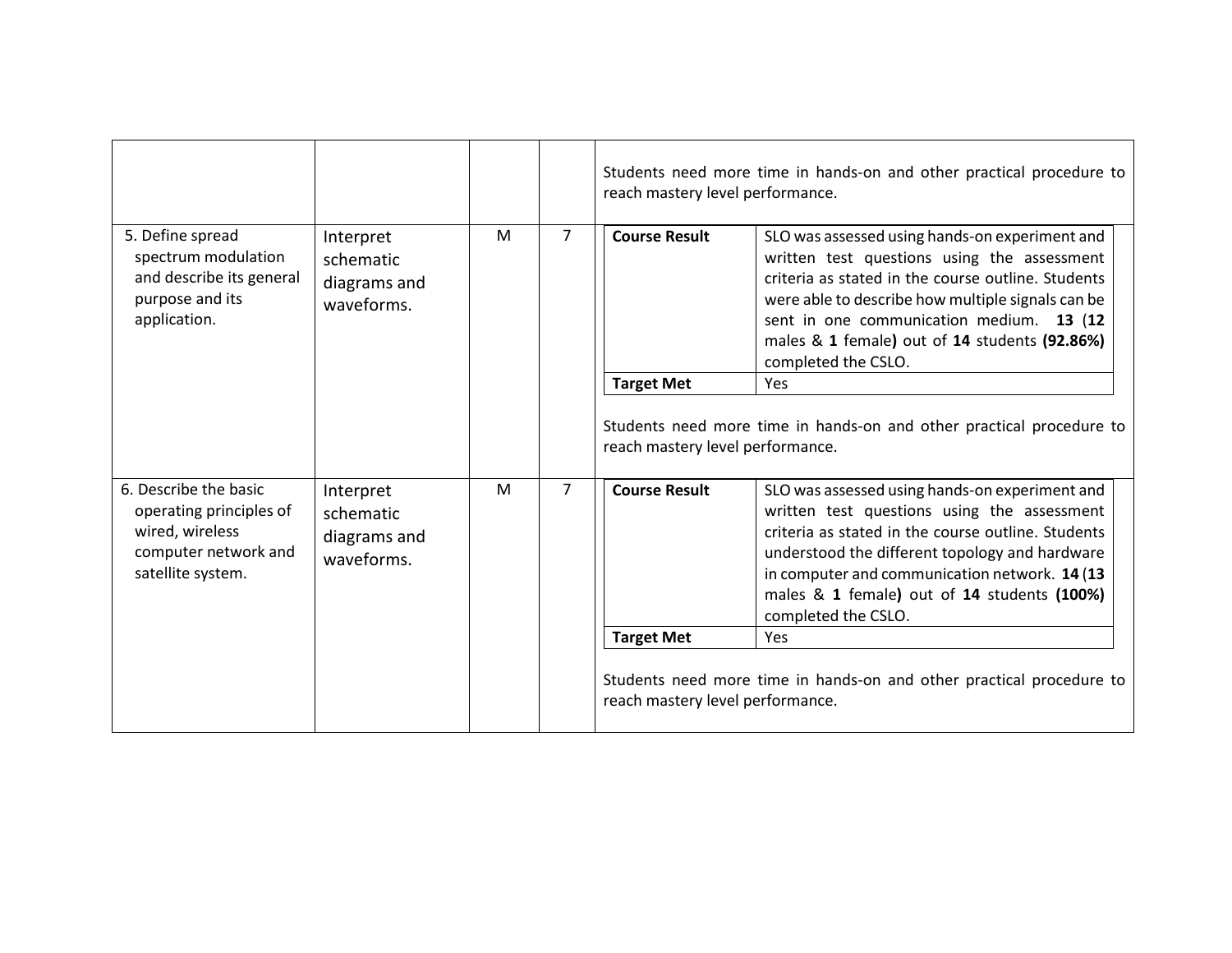| | | | | |
|---|---|---|---|---|
| | | | | Students need more time in hands-on and other practical procedure to reach mastery level performance. |
| 5. Define spread spectrum modulation and describe its general purpose and its application. | Interpret schematic diagrams and waveforms. | M | 7 | **Course Result**: SLO was assessed using hands-on experiment and written test questions using the assessment criteria as stated in the course outline. Students were able to describe how multiple signals can be sent in one communication medium. **13** (**12** males & **1** female**)** out of **14** students **(92.86%)** completed the CSLO.<br>**Target Met**: Yes<br><br>Students need more time in hands-on and other practical procedure to reach mastery level performance. |
| 6. Describe the basic operating principles of wired, wireless computer network and satellite system. | Interpret schematic diagrams and waveforms. | M | 7 | **Course Result**: SLO was assessed using hands-on experiment and written test questions using the assessment criteria as stated in the course outline. Students understood the different topology and hardware in computer and communication network. **14** (**13** males & **1** female**)** out of **14** students **(100%)** completed the CSLO.<br>**Target Met**: Yes<br><br>Students need more time in hands-on and other practical procedure to reach mastery level performance. |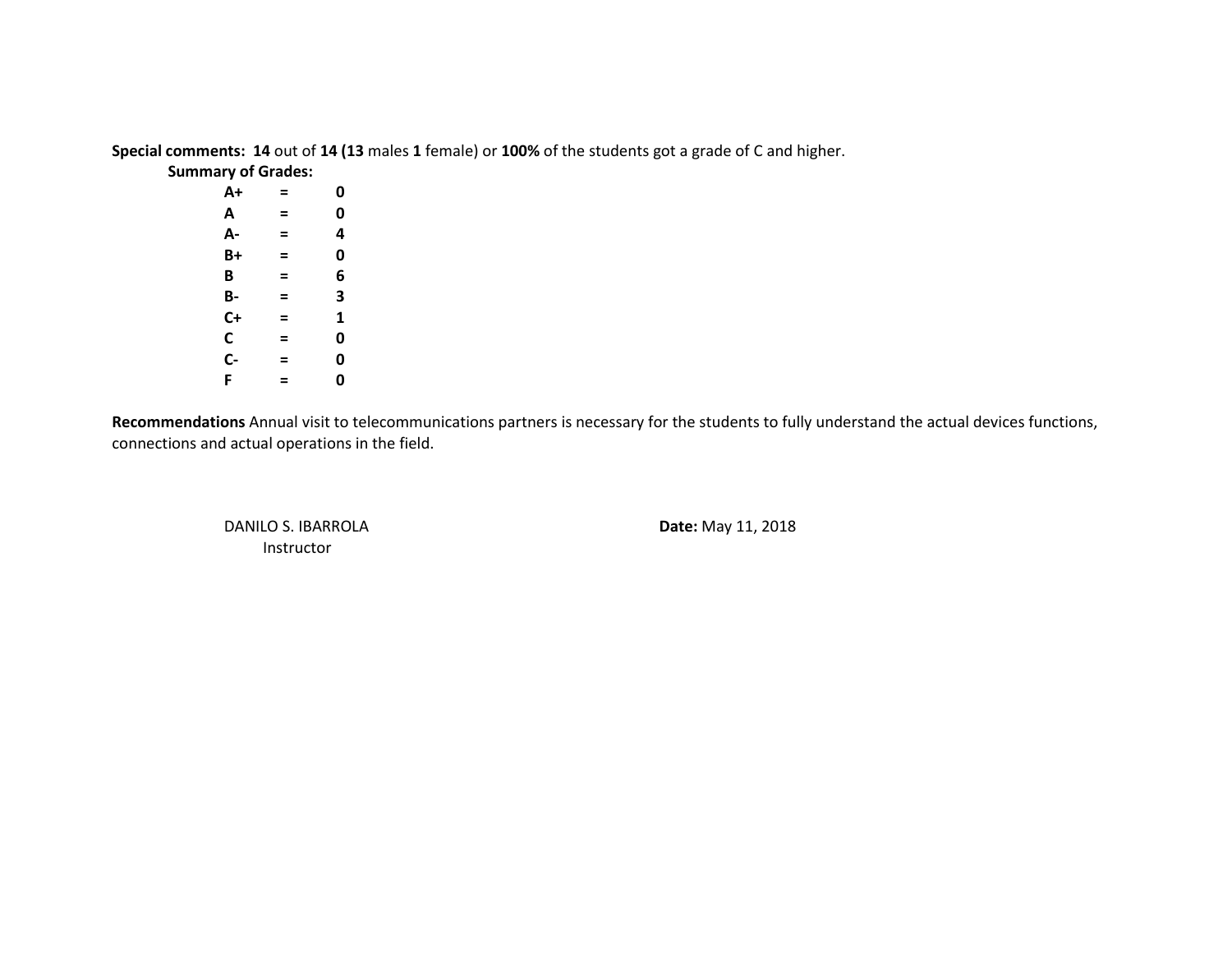**Special comments:** **14** out of **14 (13** males **1** female) or **100%** of the students got a grade of C and higher.

**Summary of Grades:**

| | | |
|---|---|---|
| **A+** | **=** | **0** |
| **A** | **=** | **0** |
| **A-** | **=** | **4** |
| **B+** | **=** | **0** |
| **B** | **=** | **6** |
| **B-** | **=** | **3** |
| **C+** | **=** | **1** |
| **C** | **=** | **0** |
| **C-** | **=** | **0** |
| **F** | **=** | **0** |

**Recommendations** Annual visit to telecommunications partners is necessary for the students to fully understand the actual devices functions, connections and actual operations in the field.

DANILO S. IBARROLA
Instructor

**Date:** May 11, 2018